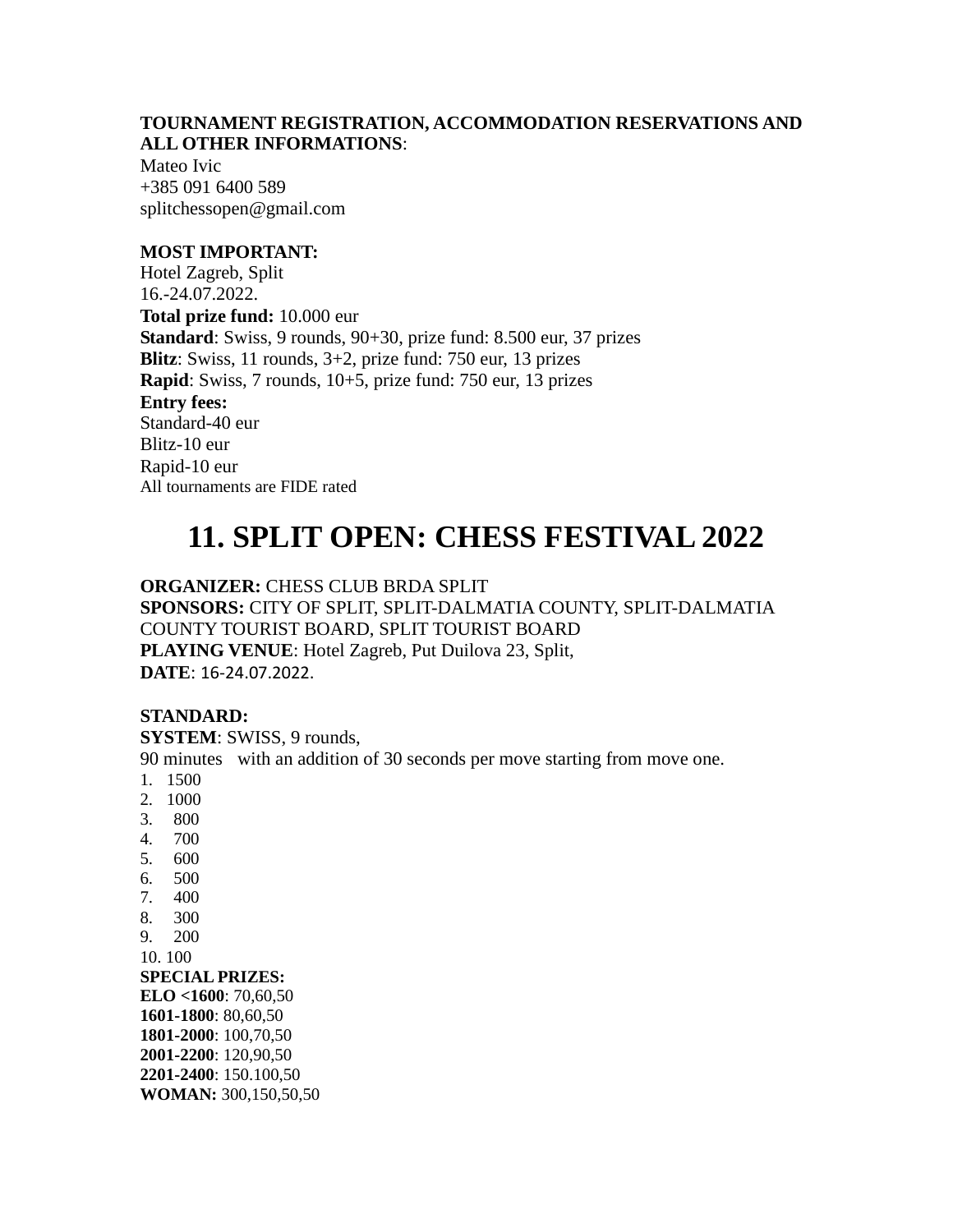**TOURNAMENT REGISTRATION, ACCOMMODATION RESERVATIONS AND ALL OTHER INFORMATIONS**:
Mateo Ivic
+385 091 6400 589
splitchessopen@gmail.com

**MOST IMPORTANT:**
Hotel Zagreb, Split
16.-24.07.2022.
**Total prize fund:** 10.000 eur
**Standard**: Swiss, 9 rounds, 90+30, prize fund: 8.500 eur, 37 prizes
**Blitz**: Swiss, 11 rounds, 3+2, prize fund: 750 eur, 13 prizes
**Rapid**: Swiss, 7 rounds, 10+5, prize fund: 750 eur, 13 prizes
**Entry fees:**
Standard-40 eur
Blitz-10 eur
Rapid-10 eur
All tournaments are FIDE rated

# 11. SPLIT OPEN: CHESS FESTIVAL 2022

**ORGANIZER:** CHESS CLUB BRDA SPLIT
**SPONSORS:** CITY OF SPLIT, SPLIT-DALMATIA COUNTY, SPLIT-DALMATIA COUNTY TOURIST BOARD, SPLIT TOURIST BOARD
**PLAYING VENUE**: Hotel Zagreb, Put Duilova 23, Split,
**DATE**: 16-24.07.2022.

**STANDARD:**
**SYSTEM**: SWISS, 9 rounds,
90 minutes with an addition of 30 seconds per move starting from move one.

1. 1500
2. 1000
3. 800
4. 700
5. 600
6. 500
7. 400
8. 300
9. 200
10. 100

**SPECIAL PRIZES:**
**ELO <1600**: 70,60,50
**1601-1800**: 80,60,50
**1801-2000**: 100,70,50
**2001-2200**: 120,90,50
**2201-2400**: 150.100,50
**WOMAN:** 300,150,50,50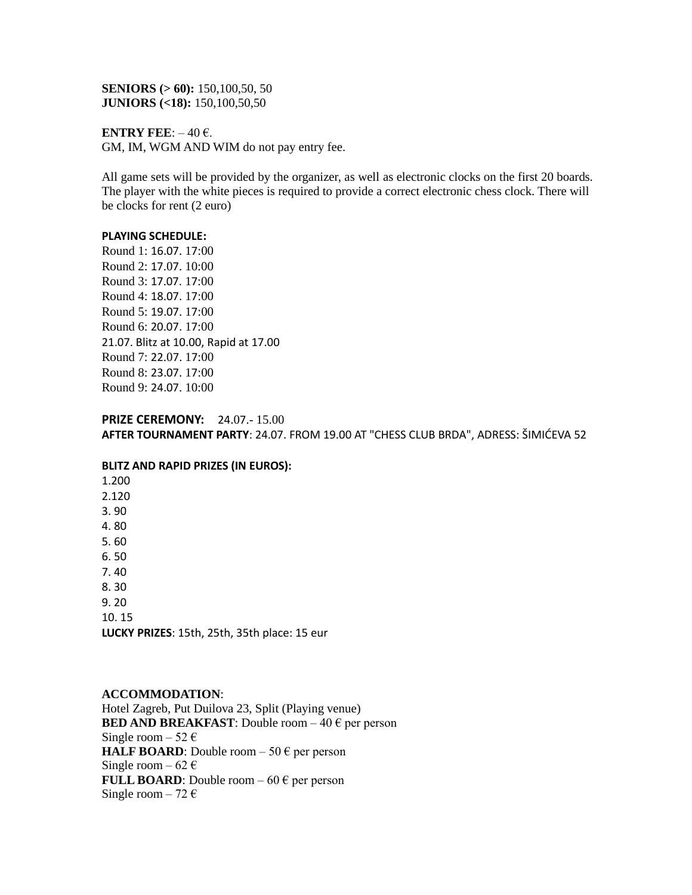**SENIORS (> 60):** 150,100,50, 50
**JUNIORS (<18):** 150,100,50,50

**ENTRY FEE**: – 40 €.
GM, IM, WGM AND WIM do not pay entry fee.

All game sets will be provided by the organizer, as well as electronic clocks on the first 20 boards. The player with the white pieces is required to provide a correct electronic chess clock. There will be clocks for rent (2 euro)

**PLAYING SCHEDULE:**
Round 1: 16.07. 17:00
Round 2: 17.07. 10:00
Round 3: 17.07. 17:00
Round 4: 18.07. 17:00
Round 5: 19.07. 17:00
Round 6: 20.07. 17:00
21.07. Blitz at 10.00, Rapid at 17.00
Round 7: 22.07. 17:00
Round 8: 23.07. 17:00
Round 9: 24.07. 10:00

**PRIZE CEREMONY:** 24.07.- 15.00
**AFTER TOURNAMENT PARTY**: 24.07. FROM 19.00 AT "CHESS CLUB BRDA", ADRESS: ŠIMIĆEVA 52

**BLITZ AND RAPID PRIZES (IN EUROS):**
1.200
2.120
3. 90
4. 80
5. 60
6. 50
7. 40
8. 30
9. 20
10. 15
**LUCKY PRIZES**: 15th, 25th, 35th place: 15 eur

**ACCOMMODATION**:
Hotel Zagreb, Put Duilova 23, Split (Playing venue)
**BED AND BREAKFAST**: Double room – 40 € per person
Single room – 52 €
**HALF BOARD**: Double room – 50 € per person
Single room – 62 €
**FULL BOARD**: Double room – 60 € per person
Single room – 72 €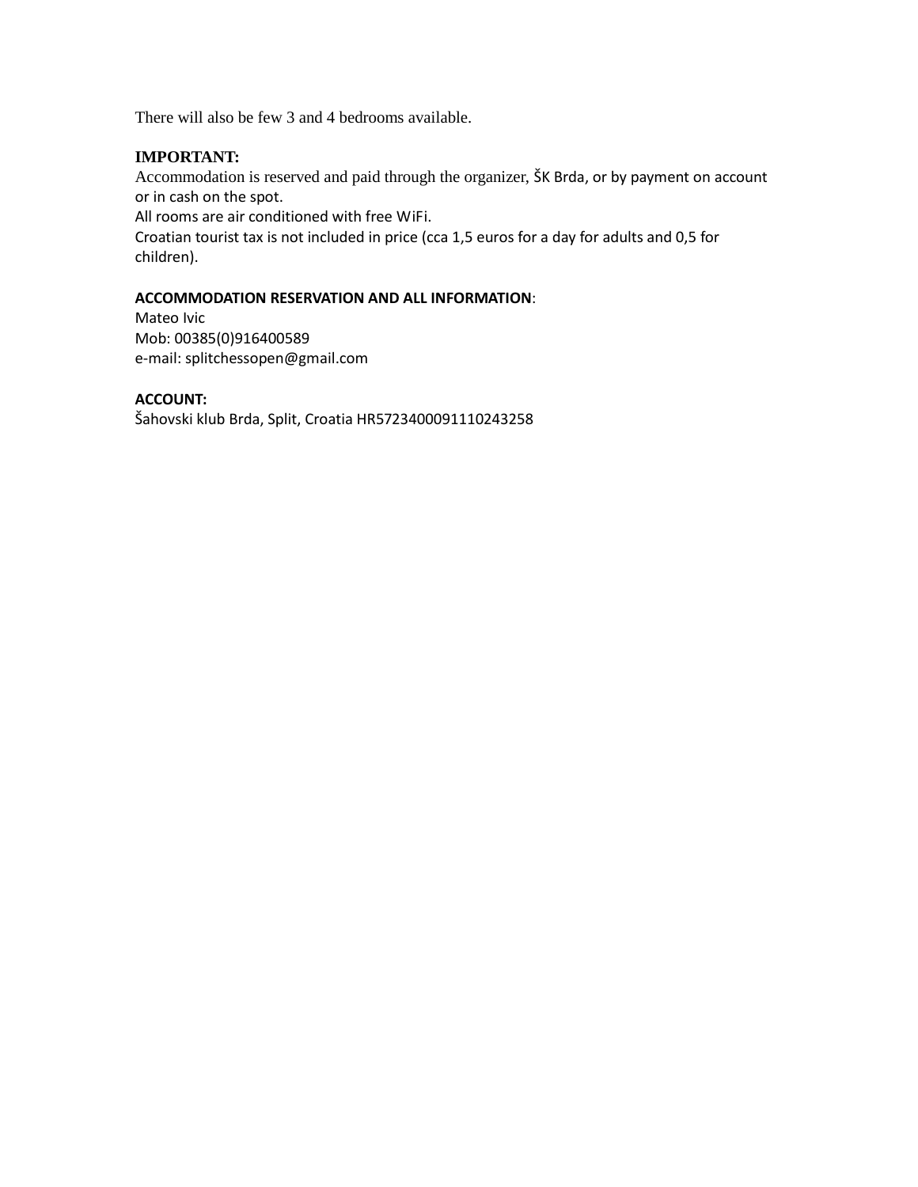There will also be few 3 and 4 bedrooms available.

**IMPORTANT:**
Accommodation is reserved and paid through the organizer, ŠK Brda, or by payment on account or in cash on the spot.
All rooms are air conditioned with free WiFi.
Croatian tourist tax is not included in price (cca 1,5 euros for a day for adults and 0,5 for children).

**ACCOMMODATION RESERVATION AND ALL INFORMATION**:
Mateo Ivic
Mob: 00385(0)916400589
e-mail: splitchessopen@gmail.com

**ACCOUNT:**
Šahovski klub Brda, Split, Croatia HR5723400091110243258